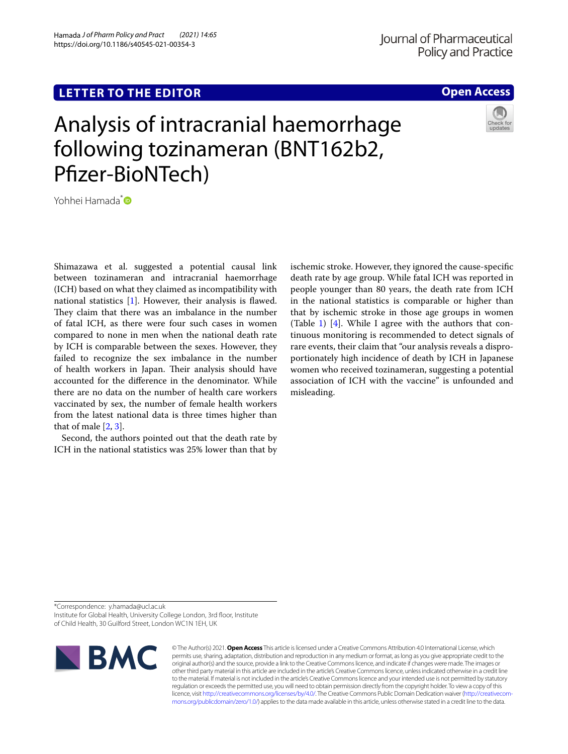LETTER TO THE EDITOR

Open Access

# Analysis of intracranial haemorrhage following tozinameran (BNT162b2, Pfizer-BioNTech)

Yohhei Hamada*

Shimazawa et al. suggested a potential causal link between tozinameran and intracranial haemorrhage (ICH) based on what they claimed as incompatibility with national statistics [1]. However, their analysis is flawed. They claim that there was an imbalance in the number of fatal ICH, as there were four such cases in women compared to none in men when the national death rate by ICH is comparable between the sexes. However, they failed to recognize the sex imbalance in the number of health workers in Japan. Their analysis should have accounted for the difference in the denominator. While there are no data on the number of health care workers vaccinated by sex, the number of female health workers from the latest national data is three times higher than that of male [2, 3].

Second, the authors pointed out that the death rate by ICH in the national statistics was 25% lower than that by ischemic stroke. However, they ignored the cause-specific death rate by age group. While fatal ICH was reported in people younger than 80 years, the death rate from ICH in the national statistics is comparable or higher than that by ischemic stroke in those age groups in women (Table 1) [4]. While I agree with the authors that continuous monitoring is recommended to detect signals of rare events, their claim that "our analysis reveals a disproportionately high incidence of death by ICH in Japanese women who received tozinameran, suggesting a potential association of ICH with the vaccine" is unfounded and misleading.

*Correspondence: y.hamada@ucl.ac.uk
Institute for Global Health, University College London, 3rd floor, Institute of Child Health, 30 Guilford Street, London WC1N 1EH, UK

© The Author(s) 2021. **Open Access** This article is licensed under a Creative Commons Attribution 4.0 International License, which permits use, sharing, adaptation, distribution and reproduction in any medium or format, as long as you give appropriate credit to the original author(s) and the source, provide a link to the Creative Commons licence, and indicate if changes were made. The images or other third party material in this article are included in the article's Creative Commons licence, unless indicated otherwise in a credit line to the material. If material is not included in the article's Creative Commons licence and your intended use is not permitted by statutory regulation or exceeds the permitted use, you will need to obtain permission directly from the copyright holder. To view a copy of this licence, visit http://creativecommons.org/licenses/by/4.0/. The Creative Commons Public Domain Dedication waiver (http://creativecommons.org/publicdomain/zero/1.0/) applies to the data made available in this article, unless otherwise stated in a credit line to the data.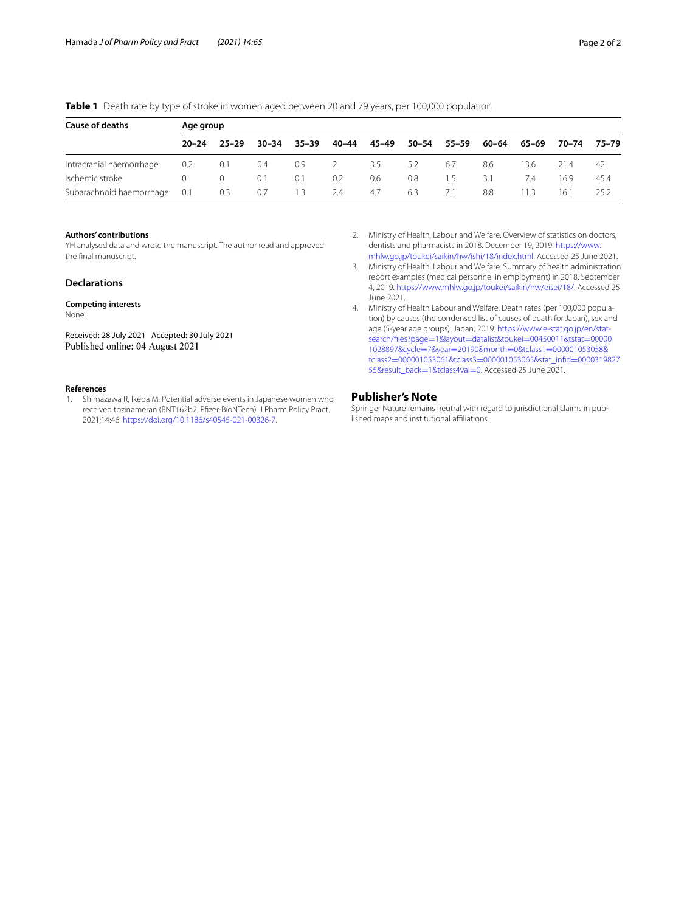**Table 1** Death rate by type of stroke in women aged between 20 and 79 years, per 100,000 population

| Cause of deaths | Age group | | | | | | | | | | | |
|---|---|---|---|---|---|---|---|---|---|---|---|---|
| | 20–24 | 25–29 | 30–34 | 35–39 | 40–44 | 45–49 | 50–54 | 55–59 | 60–64 | 65–69 | 70–74 | 75–79 |
| Intracranial haemorrhage | 0.2 | 0.1 | 0.4 | 0.9 | 2 | 3.5 | 5.2 | 6.7 | 8.6 | 13.6 | 21.4 | 42 |
| Ischemic stroke | 0 | 0 | 0.1 | 0.1 | 0.2 | 0.6 | 0.8 | 1.5 | 3.1 | 7.4 | 16.9 | 45.4 |
| Subarachnoid haemorrhage | 0.1 | 0.3 | 0.7 | 1.3 | 2.4 | 4.7 | 6.3 | 7.1 | 8.8 | 11.3 | 16.1 | 25.2 |

**Authors' contributions**

YH analysed data and wrote the manuscript. The author read and approved the final manuscript.

## Declarations

**Competing interests**

None.

Received: 28 July 2021 Accepted: 30 July 2021
Published online: 04 August 2021

**References**

1. Shimazawa R, Ikeda M. Potential adverse events in Japanese women who received tozinameran (BNT162b2, Pfizer-BioNTech). J Pharm Policy Pract. 2021;14:46. https://doi.org/10.1186/s40545-021-00326-7.
2. Ministry of Health, Labour and Welfare. Overview of statistics on doctors, dentists and pharmacists in 2018. December 19, 2019. https://www.mhlw.go.jp/toukei/saikin/hw/ishi/18/index.html. Accessed 25 June 2021.
3. Ministry of Health, Labour and Welfare. Summary of health administration report examples (medical personnel in employment) in 2018. September 4, 2019. https://www.mhlw.go.jp/toukei/saikin/hw/eisei/18/. Accessed 25 June 2021.
4. Ministry of Health Labour and Welfare. Death rates (per 100,000 population) by causes (the condensed list of causes of death for Japan), sex and age (5-year age groups): Japan, 2019. https://www.e-stat.go.jp/en/stat-search/files?page=1&layout=datalist&toukei=00450011&tstat=000001028897&cycle=7&year=20190&month=0&tclass1=000001053058&tclass2=000001053061&tclass3=000001053065&stat_infid=000031982755&result_back=1&tclass4val=0. Accessed 25 June 2021.

## Publisher's Note

Springer Nature remains neutral with regard to jurisdictional claims in published maps and institutional affiliations.